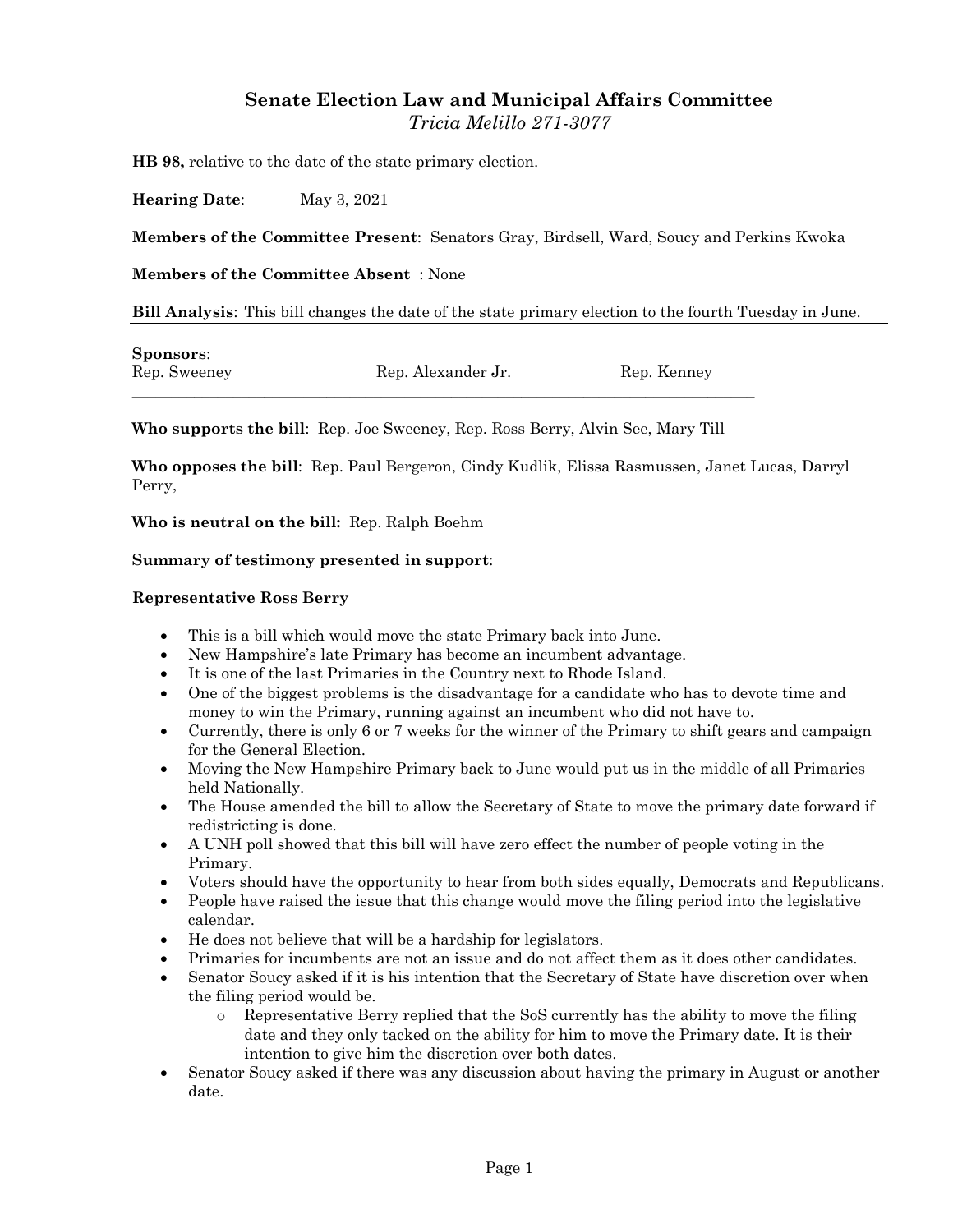## Senate Election Law and Municipal Affairs Committee

*Tricia Melillo 271-3077*

**HB 98,** relative to the date of the state primary election.

**Hearing Date**: May 3, 2021

**Members of the Committee Present**: Senators Gray, Birdsell, Ward, Soucy and Perkins Kwoka

**Members of the Committee Absent** : None

**Bill Analysis**: This bill changes the date of the state primary election to the fourth Tuesday in June.

---

**Sponsors**:

Rep. Sweeney    Rep. Alexander Jr.    Rep. Kenney

---

**Who supports the bill**: Rep. Joe Sweeney, Rep. Ross Berry, Alvin See, Mary Till

**Who opposes the bill**: Rep. Paul Bergeron, Cindy Kudlik, Elissa Rasmussen, Janet Lucas, Darryl Perry,

**Who is neutral on the bill:** Rep. Ralph Boehm

**Summary of testimony presented in support**:

**Representative Ross Berry**

- This is a bill which would move the state Primary back into June.
- New Hampshire's late Primary has become an incumbent advantage.
- It is one of the last Primaries in the Country next to Rhode Island.
- One of the biggest problems is the disadvantage for a candidate who has to devote time and money to win the Primary, running against an incumbent who did not have to.
- Currently, there is only 6 or 7 weeks for the winner of the Primary to shift gears and campaign for the General Election.
- Moving the New Hampshire Primary back to June would put us in the middle of all Primaries held Nationally.
- The House amended the bill to allow the Secretary of State to move the primary date forward if redistricting is done.
- A UNH poll showed that this bill will have zero effect the number of people voting in the Primary.
- Voters should have the opportunity to hear from both sides equally, Democrats and Republicans.
- People have raised the issue that this change would move the filing period into the legislative calendar.
- He does not believe that will be a hardship for legislators.
- Primaries for incumbents are not an issue and do not affect them as it does other candidates.
- Senator Soucy asked if it is his intention that the Secretary of State have discretion over when the filing period would be.
  - Representative Berry replied that the SoS currently has the ability to move the filing date and they only tacked on the ability for him to move the Primary date. It is their intention to give him the discretion over both dates.
- Senator Soucy asked if there was any discussion about having the primary in August or another date.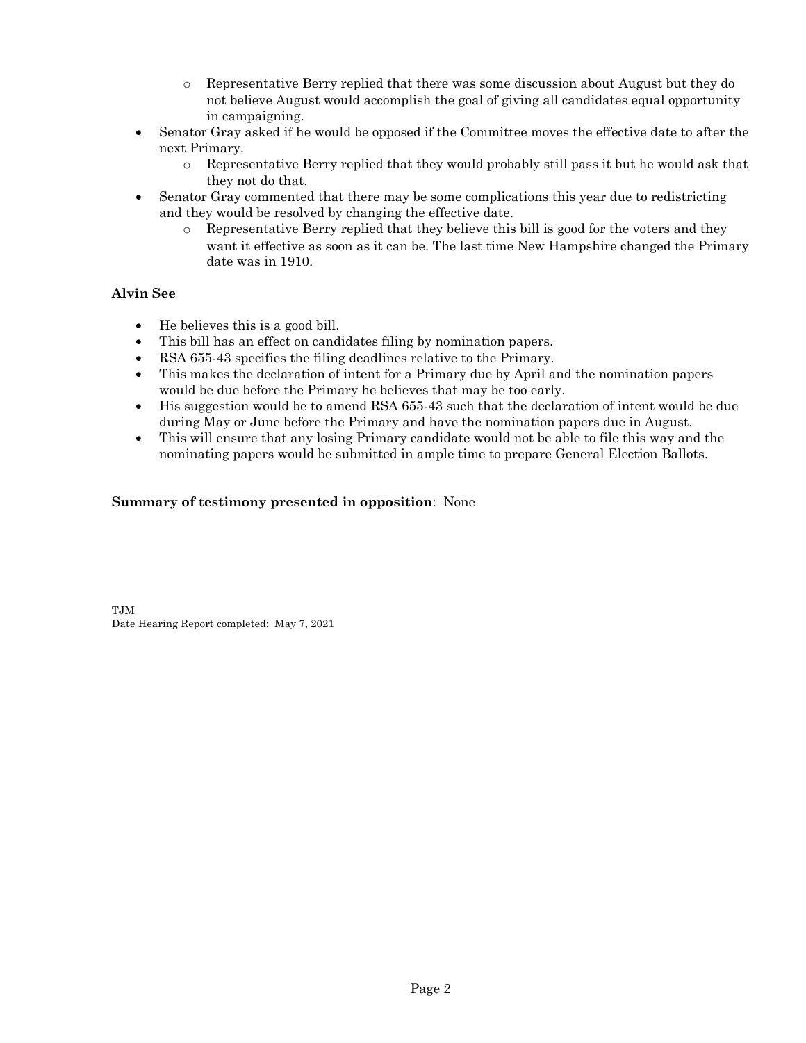- Representative Berry replied that there was some discussion about August but they do not believe August would accomplish the goal of giving all candidates equal opportunity in campaigning.
- Senator Gray asked if he would be opposed if the Committee moves the effective date to after the next Primary.
  - Representative Berry replied that they would probably still pass it but he would ask that they not do that.
- Senator Gray commented that there may be some complications this year due to redistricting and they would be resolved by changing the effective date.
  - Representative Berry replied that they believe this bill is good for the voters and they want it effective as soon as it can be. The last time New Hampshire changed the Primary date was in 1910.

**Alvin See**

- He believes this is a good bill.
- This bill has an effect on candidates filing by nomination papers.
- RSA 655-43 specifies the filing deadlines relative to the Primary.
- This makes the declaration of intent for a Primary due by April and the nomination papers would be due before the Primary he believes that may be too early.
- His suggestion would be to amend RSA 655-43 such that the declaration of intent would be due during May or June before the Primary and have the nomination papers due in August.
- This will ensure that any losing Primary candidate would not be able to file this way and the nominating papers would be submitted in ample time to prepare General Election Ballots.

**Summary of testimony presented in opposition**: None

TJM
Date Hearing Report completed: May 7, 2021